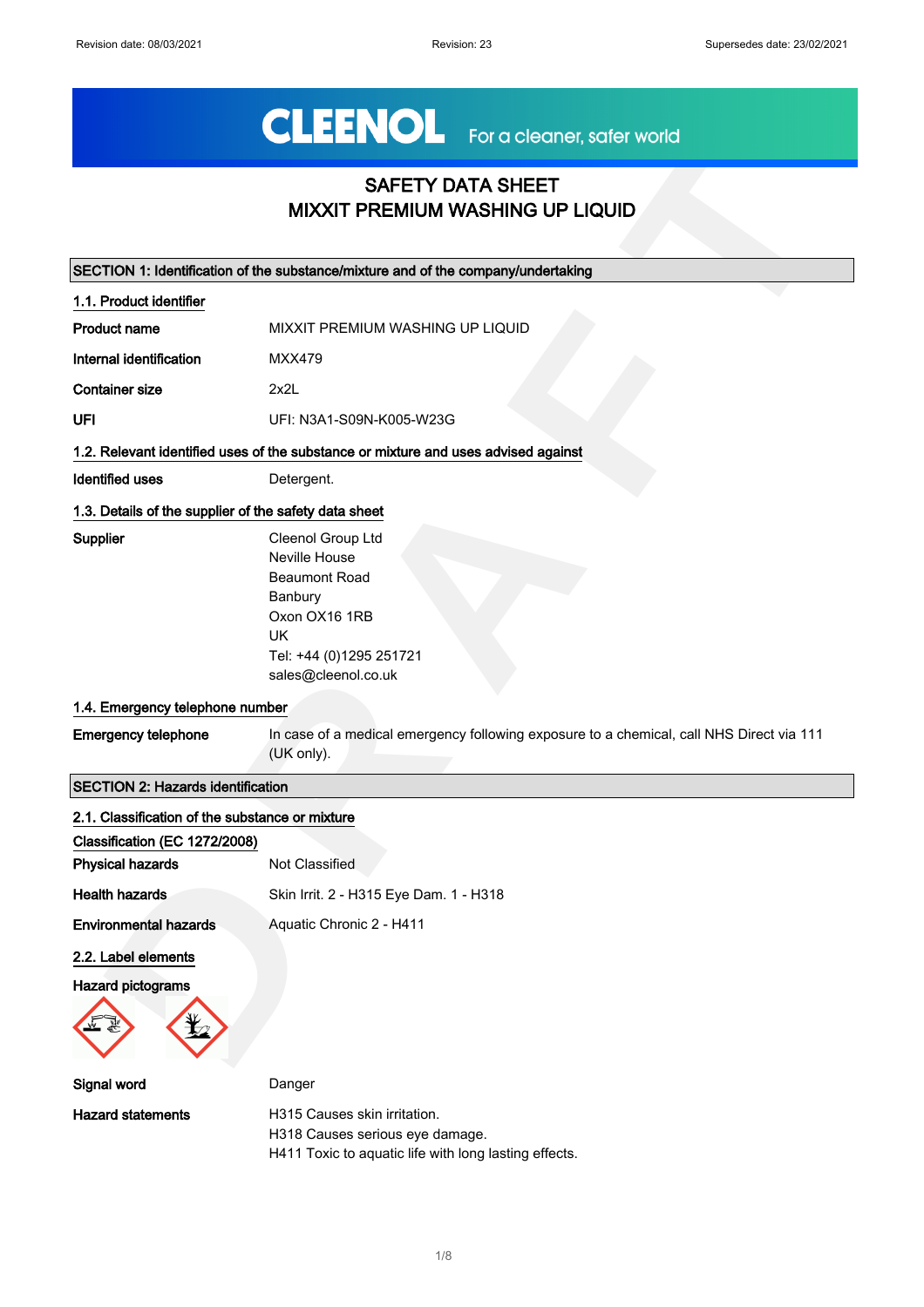Revision date: 08/03/2021 Revision: 23 Supersedes date: 23/02/2021

CLEENOL For a cleaner, safer world

# SAFETY DATA SHEET
# MIXXIT PREMIUM WASHING UP LIQUID

## SECTION 1: Identification of the substance/mixture and of the company/undertaking

### 1.1. Product identifier

| | |
|---|---|
| **Product name** | MIXXIT PREMIUM WASHING UP LIQUID |
| **Internal identification** | MXX479 |
| **Container size** | 2x2L |
| **UFI** | UFI: N3A1-S09N-K005-W23G |

### 1.2. Relevant identified uses of the substance or mixture and uses advised against

**Identified uses** Detergent.

### 1.3. Details of the supplier of the safety data sheet

**Supplier**
Cleenol Group Ltd
Neville House
Beaumont Road
Banbury
Oxon OX16 1RB
UK
Tel: +44 (0)1295 251721
sales@cleenol.co.uk

### 1.4. Emergency telephone number

**Emergency telephone** In case of a medical emergency following exposure to a chemical, call NHS Direct via 111 (UK only).

## SECTION 2: Hazards identification

### 2.1. Classification of the substance or mixture

**Classification (EC 1272/2008)**

| | |
|---|---|
| **Physical hazards** | Not Classified |
| **Health hazards** | Skin Irrit. 2 - H315 Eye Dam. 1 - H318 |
| **Environmental hazards** | Aquatic Chronic 2 - H411 |

### 2.2. Label elements

**Hazard pictograms**

**Signal word** Danger

**Hazard statements**
H315 Causes skin irritation.
H318 Causes serious eye damage.
H411 Toxic to aquatic life with long lasting effects.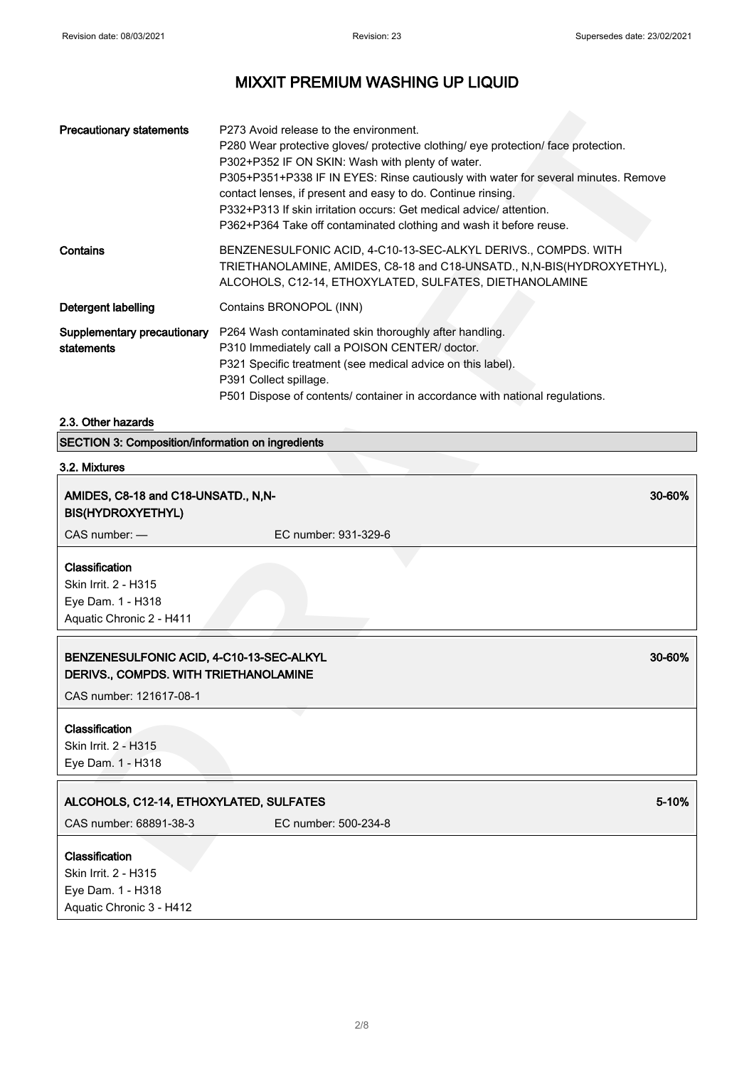# MIXXIT PREMIUM WASHING UP LIQUID

| | |
|---|---|
| **Precautionary statements** | P273 Avoid release to the environment.<br>P280 Wear protective gloves/ protective clothing/ eye protection/ face protection.<br>P302+P352 IF ON SKIN: Wash with plenty of water.<br>P305+P351+P338 IF IN EYES: Rinse cautiously with water for several minutes. Remove contact lenses, if present and easy to do. Continue rinsing.<br>P332+P313 If skin irritation occurs: Get medical advice/ attention.<br>P362+P364 Take off contaminated clothing and wash it before reuse. |
| **Contains** | BENZENESULFONIC ACID, 4-C10-13-SEC-ALKYL DERIVS., COMPDS. WITH TRIETHANOLAMINE, AMIDES, C8-18 and C18-UNSATD., N,N-BIS(HYDROXYETHYL), ALCOHOLS, C12-14, ETHOXYLATED, SULFATES, DIETHANOLAMINE |
| **Detergent labelling** | Contains BRONOPOL (INN) |
| **Supplementary precautionary statements** | P264 Wash contaminated skin thoroughly after handling.<br>P310 Immediately call a POISON CENTER/ doctor.<br>P321 Specific treatment (see medical advice on this label).<br>P391 Collect spillage.<br>P501 Dispose of contents/ container in accordance with national regulations. |

### 2.3. Other hazards

## SECTION 3: Composition/information on ingredients

### 3.2. Mixtures

**AMIDES, C8-18 and C18-UNSATD., N,N-BIS(HYDROXYETHYL)** — 30-60%

CAS number: — EC number: 931-329-6

**Classification**
Skin Irrit. 2 - H315
Eye Dam. 1 - H318
Aquatic Chronic 2 - H411

**BENZENESULFONIC ACID, 4-C10-13-SEC-ALKYL DERIVS., COMPDS. WITH TRIETHANOLAMINE** — 30-60%

CAS number: 121617-08-1

**Classification**
Skin Irrit. 2 - H315
Eye Dam. 1 - H318

**ALCOHOLS, C12-14, ETHOXYLATED, SULFATES** — 5-10%

CAS number: 68891-38-3 EC number: 500-234-8

**Classification**
Skin Irrit. 2 - H315
Eye Dam. 1 - H318
Aquatic Chronic 3 - H412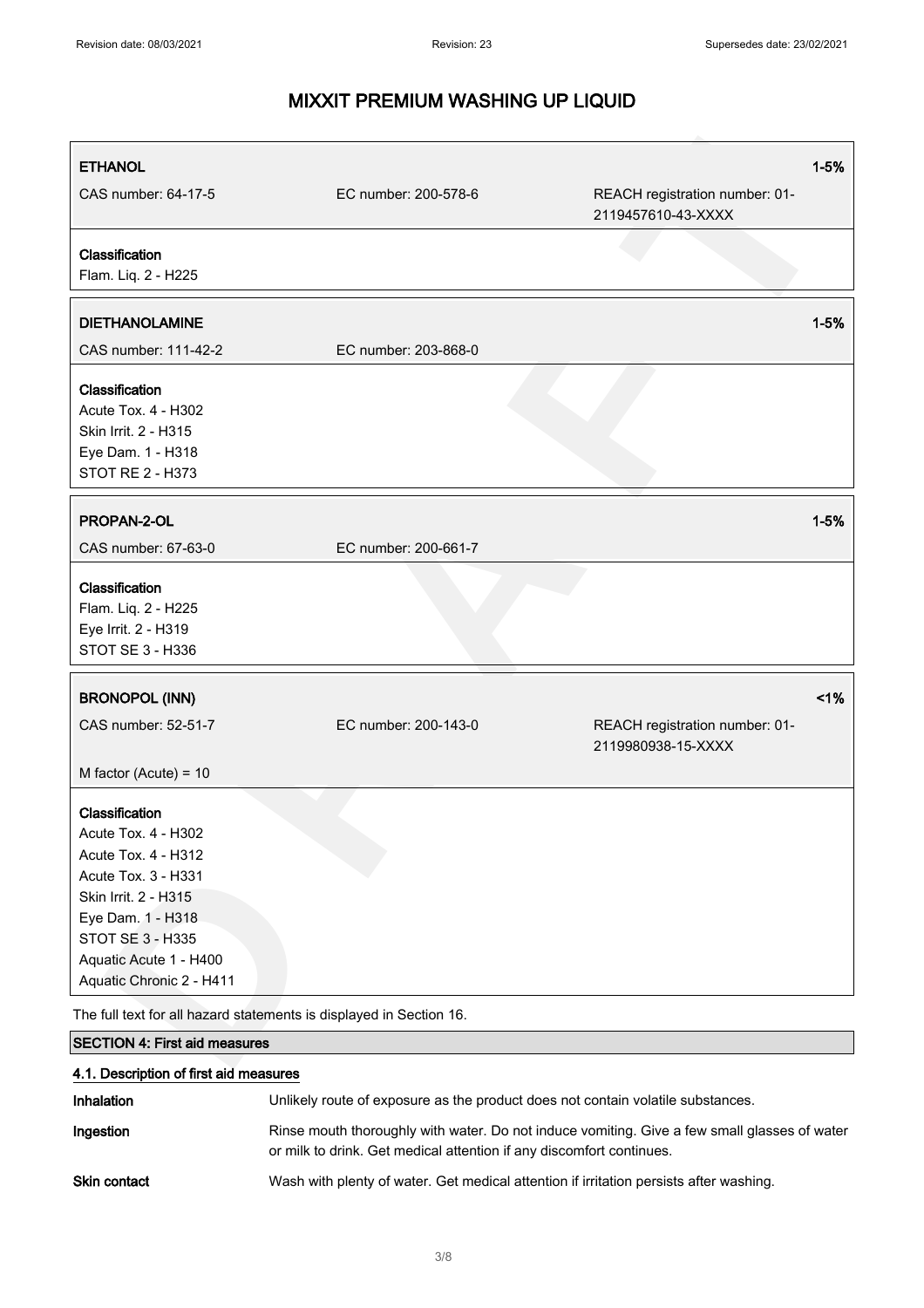| **ETHANOL** | | **1-5%** |
|---|---|---|
| CAS number: 64-17-5 | EC number: 200-578-6 | REACH registration number: 01-2119457610-43-XXXX |

**Classification**
Flam. Liq. 2 - H225

| **DIETHANOLAMINE** | | **1-5%** |
|---|---|---|
| CAS number: 111-42-2 | EC number: 203-868-0 | |

**Classification**
Acute Tox. 4 - H302
Skin Irrit. 2 - H315
Eye Dam. 1 - H318
STOT RE 2 - H373

| **PROPAN-2-OL** | | **1-5%** |
|---|---|---|
| CAS number: 67-63-0 | EC number: 200-661-7 | |

**Classification**
Flam. Liq. 2 - H225
Eye Irrit. 2 - H319
STOT SE 3 - H336

| **BRONOPOL (INN)** | | **<1%** |
|---|---|---|
| CAS number: 52-51-7 | EC number: 200-143-0 | REACH registration number: 01-2119980938-15-XXXX |
| M factor (Acute) = 10 | | |

**Classification**
Acute Tox. 4 - H302
Acute Tox. 4 - H312
Acute Tox. 3 - H331
Skin Irrit. 2 - H315
Eye Dam. 1 - H318
STOT SE 3 - H335
Aquatic Acute 1 - H400
Aquatic Chronic 2 - H411

The full text for all hazard statements is displayed in Section 16.

## SECTION 4: First aid measures

### 4.1. Description of first aid measures

**Inhalation** Unlikely route of exposure as the product does not contain volatile substances.

**Ingestion** Rinse mouth thoroughly with water. Do not induce vomiting. Give a few small glasses of water or milk to drink. Get medical attention if any discomfort continues.

**Skin contact** Wash with plenty of water. Get medical attention if irritation persists after washing.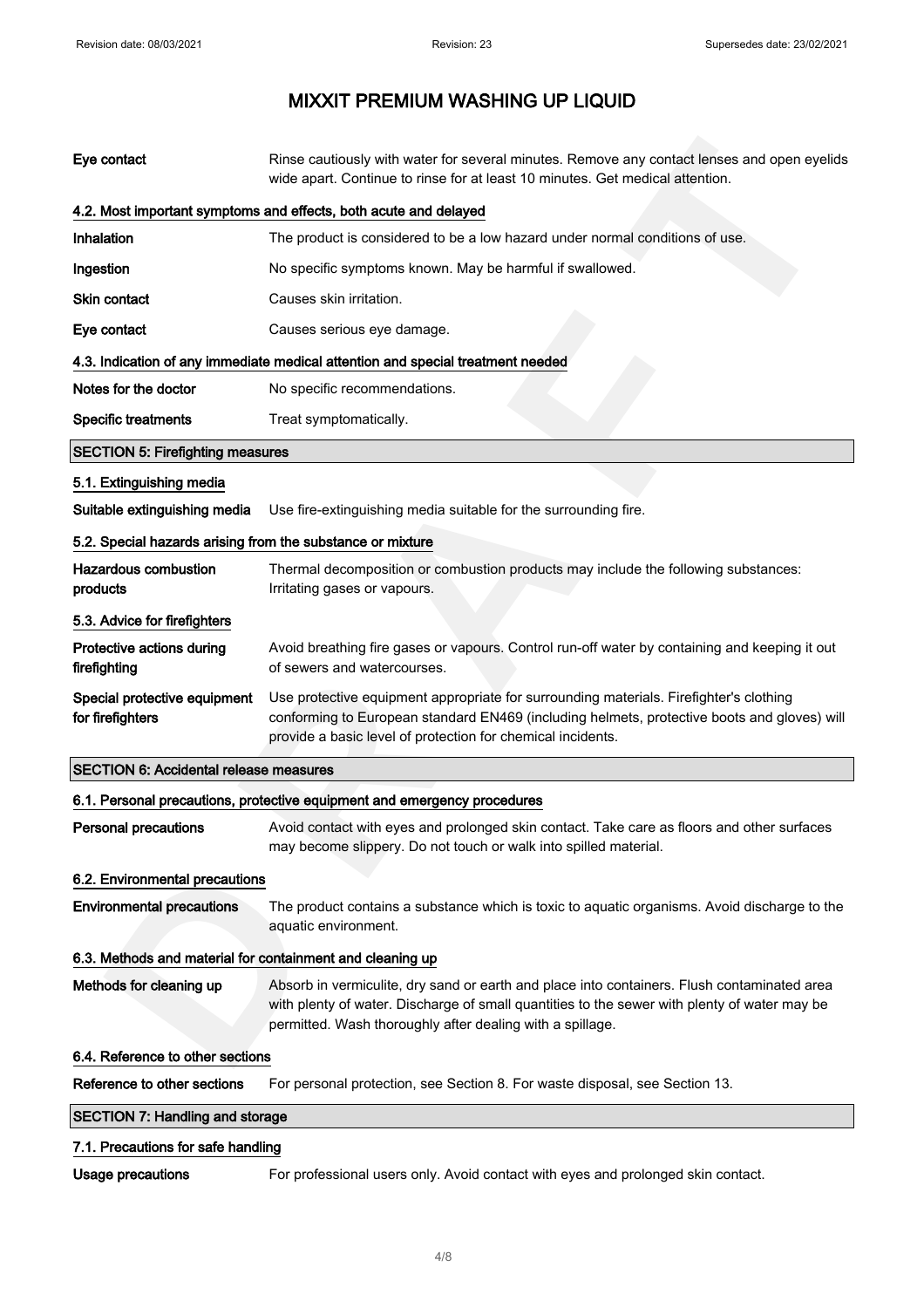# MIXXIT PREMIUM WASHING UP LIQUID

| | |
|---|---|
| **Eye contact** | Rinse cautiously with water for several minutes. Remove any contact lenses and open eyelids wide apart. Continue to rinse for at least 10 minutes. Get medical attention. |

### 4.2. Most important symptoms and effects, both acute and delayed

| | |
|---|---|
| **Inhalation** | The product is considered to be a low hazard under normal conditions of use. |
| **Ingestion** | No specific symptoms known. May be harmful if swallowed. |
| **Skin contact** | Causes skin irritation. |
| **Eye contact** | Causes serious eye damage. |

### 4.3. Indication of any immediate medical attention and special treatment needed

| | |
|---|---|
| **Notes for the doctor** | No specific recommendations. |
| **Specific treatments** | Treat symptomatically. |

## SECTION 5: Firefighting measures

### 5.1. Extinguishing media

| | |
|---|---|
| **Suitable extinguishing media** | Use fire-extinguishing media suitable for the surrounding fire. |

### 5.2. Special hazards arising from the substance or mixture

| | |
|---|---|
| **Hazardous combustion products** | Thermal decomposition or combustion products may include the following substances: Irritating gases or vapours. |

### 5.3. Advice for firefighters

| | |
|---|---|
| **Protective actions during firefighting** | Avoid breathing fire gases or vapours. Control run-off water by containing and keeping it out of sewers and watercourses. |
| **Special protective equipment for firefighters** | Use protective equipment appropriate for surrounding materials. Firefighter's clothing conforming to European standard EN469 (including helmets, protective boots and gloves) will provide a basic level of protection for chemical incidents. |

## SECTION 6: Accidental release measures

### 6.1. Personal precautions, protective equipment and emergency procedures

| | |
|---|---|
| **Personal precautions** | Avoid contact with eyes and prolonged skin contact. Take care as floors and other surfaces may become slippery. Do not touch or walk into spilled material. |

### 6.2. Environmental precautions

| | |
|---|---|
| **Environmental precautions** | The product contains a substance which is toxic to aquatic organisms. Avoid discharge to the aquatic environment. |

### 6.3. Methods and material for containment and cleaning up

| | |
|---|---|
| **Methods for cleaning up** | Absorb in vermiculite, dry sand or earth and place into containers. Flush contaminated area with plenty of water. Discharge of small quantities to the sewer with plenty of water may be permitted. Wash thoroughly after dealing with a spillage. |

### 6.4. Reference to other sections

| | |
|---|---|
| **Reference to other sections** | For personal protection, see Section 8. For waste disposal, see Section 13. |

## SECTION 7: Handling and storage

### 7.1. Precautions for safe handling

| | |
|---|---|
| **Usage precautions** | For professional users only. Avoid contact with eyes and prolonged skin contact. |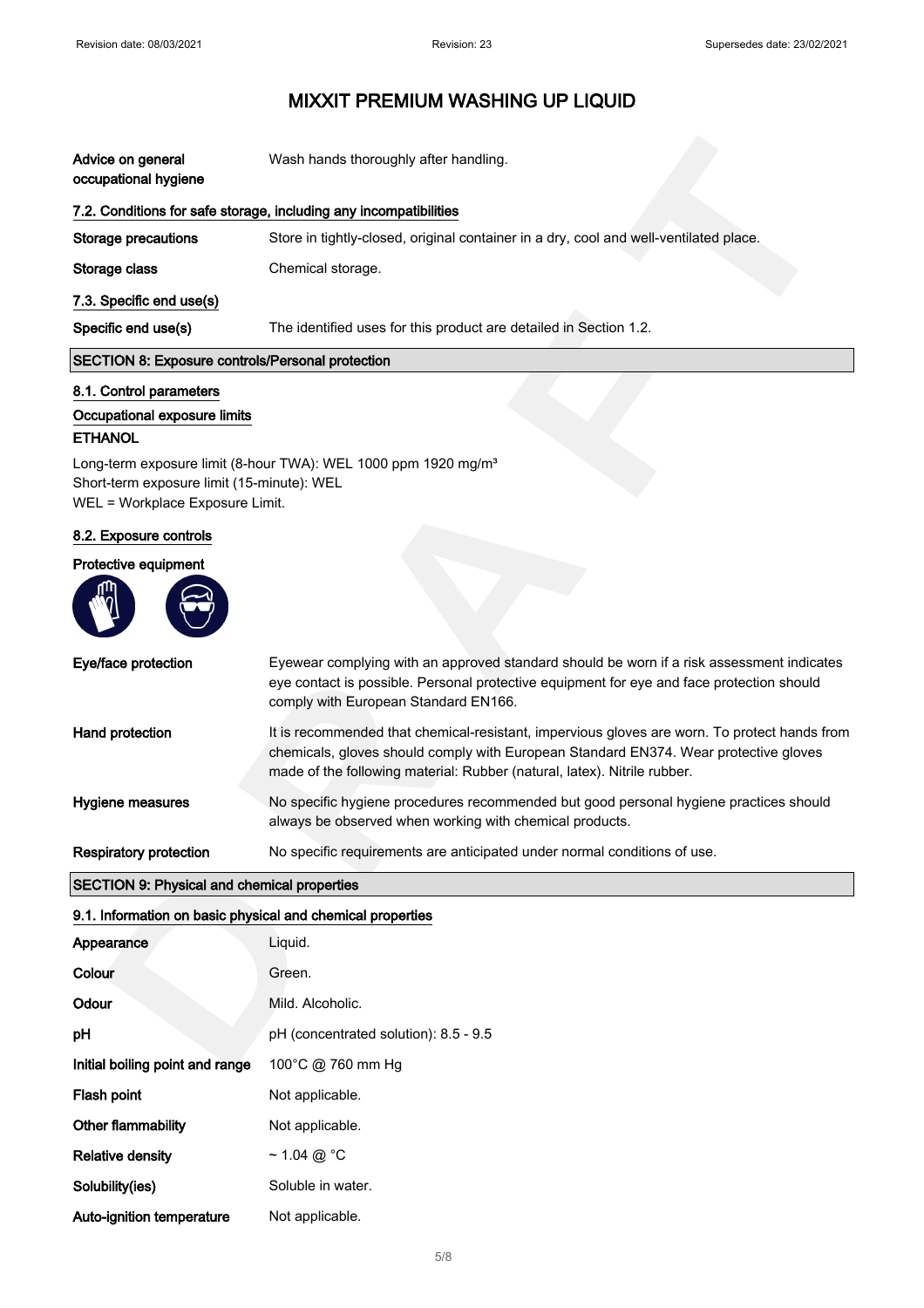# MIXXIT PREMIUM WASHING UP LIQUID

| | |
|---|---|
| **Advice on general occupational hygiene** | Wash hands thoroughly after handling. |

### 7.2. Conditions for safe storage, including any incompatibilities

| | |
|---|---|
| **Storage precautions** | Store in tightly-closed, original container in a dry, cool and well-ventilated place. |
| **Storage class** | Chemical storage. |

### 7.3. Specific end use(s)

| | |
|---|---|
| **Specific end use(s)** | The identified uses for this product are detailed in Section 1.2. |

## SECTION 8: Exposure controls/Personal protection

### 8.1. Control parameters

**Occupational exposure limits**

**ETHANOL**

Long-term exposure limit (8-hour TWA): WEL 1000 ppm 1920 mg/m³
Short-term exposure limit (15-minute): WEL
WEL = Workplace Exposure Limit.

### 8.2. Exposure controls

**Protective equipment**

| | |
|---|---|
| **Eye/face protection** | Eyewear complying with an approved standard should be worn if a risk assessment indicates eye contact is possible. Personal protective equipment for eye and face protection should comply with European Standard EN166. |
| **Hand protection** | It is recommended that chemical-resistant, impervious gloves are worn. To protect hands from chemicals, gloves should comply with European Standard EN374. Wear protective gloves made of the following material: Rubber (natural, latex). Nitrile rubber. |
| **Hygiene measures** | No specific hygiene procedures recommended but good personal hygiene practices should always be observed when working with chemical products. |
| **Respiratory protection** | No specific requirements are anticipated under normal conditions of use. |

## SECTION 9: Physical and chemical properties

### 9.1. Information on basic physical and chemical properties

| | |
|---|---|
| **Appearance** | Liquid. |
| **Colour** | Green. |
| **Odour** | Mild. Alcoholic. |
| **pH** | pH (concentrated solution): 8.5 - 9.5 |
| **Initial boiling point and range** | 100°C @ 760 mm Hg |
| **Flash point** | Not applicable. |
| **Other flammability** | Not applicable. |
| **Relative density** | ~ 1.04 @ °C |
| **Solubility(ies)** | Soluble in water. |
| **Auto-ignition temperature** | Not applicable. |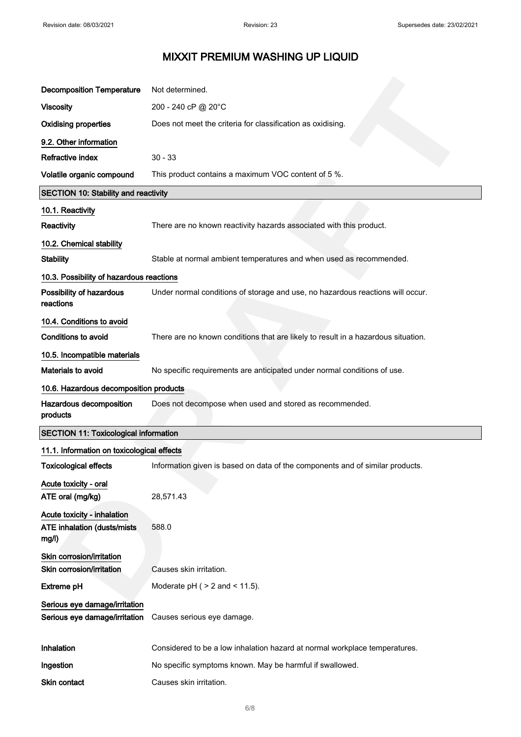# MIXXIT PREMIUM WASHING UP LIQUID

| | |
|---|---|
| **Decomposition Temperature** | Not determined. |
| **Viscosity** | 200 - 240 cP @ 20°C |
| **Oxidising properties** | Does not meet the criteria for classification as oxidising. |

**9.2. Other information**

| | |
|---|---|
| **Refractive index** | 30 - 33 |
| **Volatile organic compound** | This product contains a maximum VOC content of 5 %. |

## SECTION 10: Stability and reactivity

**10.1. Reactivity**

**Reactivity** There are no known reactivity hazards associated with this product.

**10.2. Chemical stability**

**Stability** Stable at normal ambient temperatures and when used as recommended.

**10.3. Possibility of hazardous reactions**

**Possibility of hazardous reactions** Under normal conditions of storage and use, no hazardous reactions will occur.

**10.4. Conditions to avoid**

**Conditions to avoid** There are no known conditions that are likely to result in a hazardous situation.

**10.5. Incompatible materials**

**Materials to avoid** No specific requirements are anticipated under normal conditions of use.

**10.6. Hazardous decomposition products**

**Hazardous decomposition products** Does not decompose when used and stored as recommended.

## SECTION 11: Toxicological information

**11.1. Information on toxicological effects**

**Toxicological effects** Information given is based on data of the components and of similar products.

**Acute toxicity - oral**

**ATE oral (mg/kg)** 28,571.43

**Acute toxicity - inhalation**

**ATE inhalation (dusts/mists mg/l)** 588.0

**Skin corrosion/irritation**

**Skin corrosion/irritation** Causes skin irritation.

**Extreme pH** Moderate pH ( > 2 and < 11.5).

**Serious eye damage/irritation**

**Serious eye damage/irritation** Causes serious eye damage.

**Inhalation** Considered to be a low inhalation hazard at normal workplace temperatures.

**Ingestion** No specific symptoms known. May be harmful if swallowed.

**Skin contact** Causes skin irritation.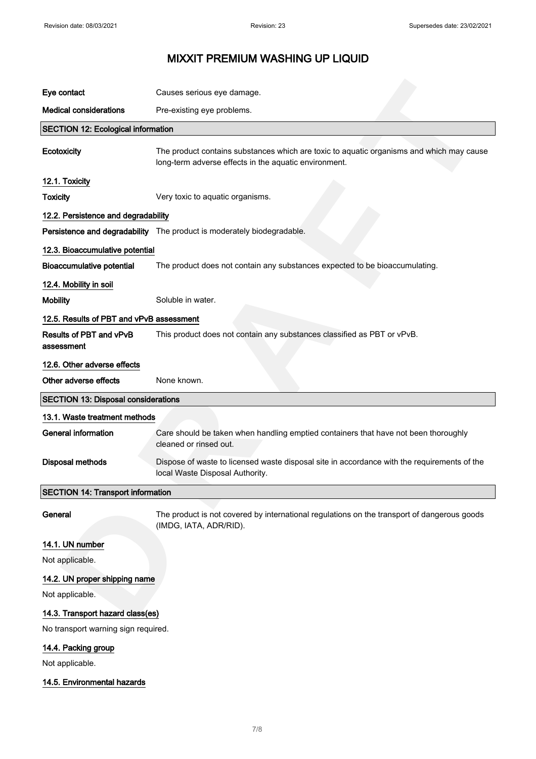# MIXXIT PREMIUM WASHING UP LIQUID

| | |
|---|---|
| **Eye contact** | Causes serious eye damage. |
| **Medical considerations** | Pre-existing eye problems. |

## SECTION 12: Ecological information

| | |
|---|---|
| **Ecotoxicity** | The product contains substances which are toxic to aquatic organisms and which may cause long-term adverse effects in the aquatic environment. |

### 12.1. Toxicity

| | |
|---|---|
| **Toxicity** | Very toxic to aquatic organisms. |

### 12.2. Persistence and degradability

| | |
|---|---|
| **Persistence and degradability** | The product is moderately biodegradable. |

### 12.3. Bioaccumulative potential

| | |
|---|---|
| **Bioaccumulative potential** | The product does not contain any substances expected to be bioaccumulating. |

### 12.4. Mobility in soil

| | |
|---|---|
| **Mobility** | Soluble in water. |

### 12.5. Results of PBT and vPvB assessment

| | |
|---|---|
| **Results of PBT and vPvB assessment** | This product does not contain any substances classified as PBT or vPvB. |

### 12.6. Other adverse effects

| | |
|---|---|
| **Other adverse effects** | None known. |

## SECTION 13: Disposal considerations

### 13.1. Waste treatment methods

| | |
|---|---|
| **General information** | Care should be taken when handling emptied containers that have not been thoroughly cleaned or rinsed out. |
| **Disposal methods** | Dispose of waste to licensed waste disposal site in accordance with the requirements of the local Waste Disposal Authority. |

## SECTION 14: Transport information

| | |
|---|---|
| **General** | The product is not covered by international regulations on the transport of dangerous goods (IMDG, IATA, ADR/RID). |

### 14.1. UN number

Not applicable.

### 14.2. UN proper shipping name

Not applicable.

### 14.3. Transport hazard class(es)

No transport warning sign required.

### 14.4. Packing group

Not applicable.

### 14.5. Environmental hazards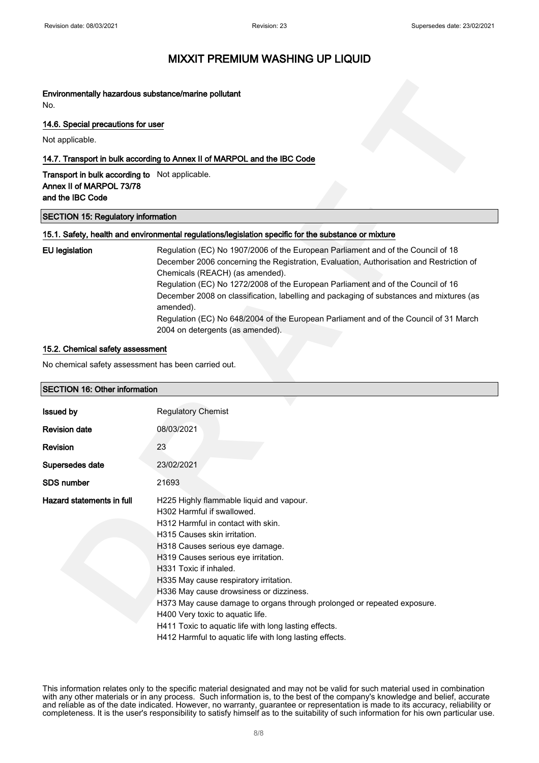**Environmentally hazardous substance/marine pollutant**

No.

**14.6. Special precautions for user**

Not applicable.

**14.7. Transport in bulk according to Annex II of MARPOL and the IBC Code**

| | |
|---|---|
| **Transport in bulk according to Annex II of MARPOL 73/78 and the IBC Code** | Not applicable. |

## SECTION 15: Regulatory information

**15.1. Safety, health and environmental regulations/legislation specific for the substance or mixture**

| | |
|---|---|
| **EU legislation** | Regulation (EC) No 1907/2006 of the European Parliament and of the Council of 18 December 2006 concerning the Registration, Evaluation, Authorisation and Restriction of Chemicals (REACH) (as amended).<br>Regulation (EC) No 1272/2008 of the European Parliament and of the Council of 16 December 2008 on classification, labelling and packaging of substances and mixtures (as amended).<br>Regulation (EC) No 648/2004 of the European Parliament and of the Council of 31 March 2004 on detergents (as amended). |

**15.2. Chemical safety assessment**

No chemical safety assessment has been carried out.

## SECTION 16: Other information

| | |
|---|---|
| **Issued by** | Regulatory Chemist |
| **Revision date** | 08/03/2021 |
| **Revision** | 23 |
| **Supersedes date** | 23/02/2021 |
| **SDS number** | 21693 |
| **Hazard statements in full** | H225 Highly flammable liquid and vapour.<br>H302 Harmful if swallowed.<br>H312 Harmful in contact with skin.<br>H315 Causes skin irritation.<br>H318 Causes serious eye damage.<br>H319 Causes serious eye irritation.<br>H331 Toxic if inhaled.<br>H335 May cause respiratory irritation.<br>H336 May cause drowsiness or dizziness.<br>H373 May cause damage to organs through prolonged or repeated exposure.<br>H400 Very toxic to aquatic life.<br>H411 Toxic to aquatic life with long lasting effects.<br>H412 Harmful to aquatic life with long lasting effects. |

This information relates only to the specific material designated and may not be valid for such material used in combination with any other materials or in any process. Such information is, to the best of the company's knowledge and belief, accurate and reliable as of the date indicated. However, no warranty, guarantee or representation is made to its accuracy, reliability or completeness. It is the user's responsibility to satisfy himself as to the suitability of such information for his own particular use.